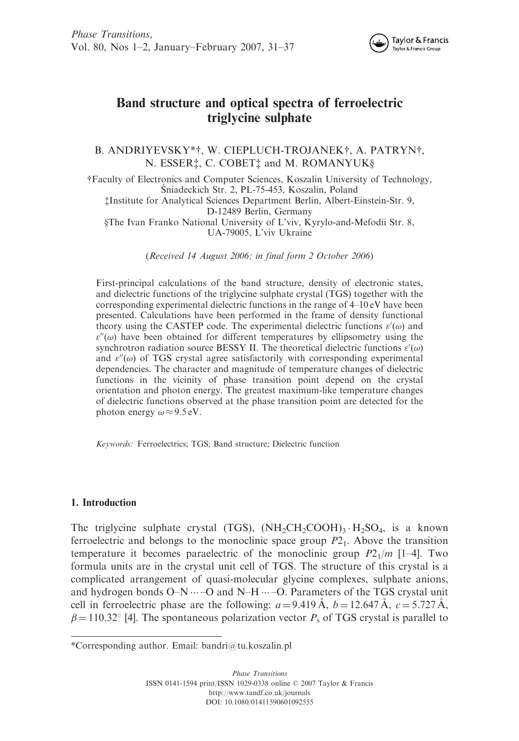# Band structure and optical spectra of ferroelectric triglycine sulphate

B. ANDRIYEVSKY*†, W. CIEPLUCH-TROJANEK†, A. PATRYN†, N. ESSER‡, C. COBET‡ and M. ROMANYUK§

†Faculty of Electronics and Computer Sciences, Koszalin University of Technology, Śniadeckich Str. 2, PL-75-453, Koszalin, Poland

‡Institute for Analytical Sciences Department Berlin, Albert-Einstein-Str. 9, D-12489 Berlin, Germany

§The Ivan Franko National University of L'viv, Kyrylo-and-Mefodii Str. 8, UA-79005, L'viv Ukraine

*(Received 14 August 2006; in final form 2 October 2006)*

First-principal calculations of the band structure, density of electronic states, and dielectric functions of the triglycine sulphate crystal (TGS) together with the corresponding experimental dielectric functions in the range of 4–10 eV have been presented. Calculations have been performed in the frame of density functional theory using the CASTEP code. The experimental dielectric functions $\varepsilon'(\omega)$ and $\varepsilon''(\omega)$ have been obtained for different temperatures by ellipsometry using the synchrotron radiation source BESSY II. The theoretical dielectric functions $\varepsilon'(\omega)$ and $\varepsilon''(\omega)$ of TGS crystal agree satisfactorily with corresponding experimental dependencies. The character and magnitude of temperature changes of dielectric functions in the vicinity of phase transition point depend on the crystal orientation and photon energy. The greatest maximum-like temperature changes of dielectric functions observed at the phase transition point are detected for the photon energy $\omega \approx 9.5$ eV.

*Keywords:* Ferroelectrics; TGS; Band structure; Dielectric function

## 1. Introduction

The triglycine sulphate crystal (TGS), $(NH_2CH_2COOH)_3 \cdot H_2SO_4$, is a known ferroelectric and belongs to the monoclinic space group $P2_1$. Above the transition temperature it becomes paraelectric of the monoclinic group $P2_1/m$ [1–4]. Two formula units are in the crystal unit cell of TGS. The structure of this crystal is a complicated arrangement of quasi-molecular glycine complexes, sulphate anions, and hydrogen bonds O–N ⋯ –O and N–H ⋯ –O. Parameters of the TGS crystal unit cell in ferroelectric phase are the following: $a = 9.419$ Å, $b = 12.647$ Å, $c = 5.727$ Å, $\beta = 110.32°$ [4]. The spontaneous polarization vector $P_s$ of TGS crystal is parallel to

*Corresponding author. Email: bandri@tu.koszalin.pl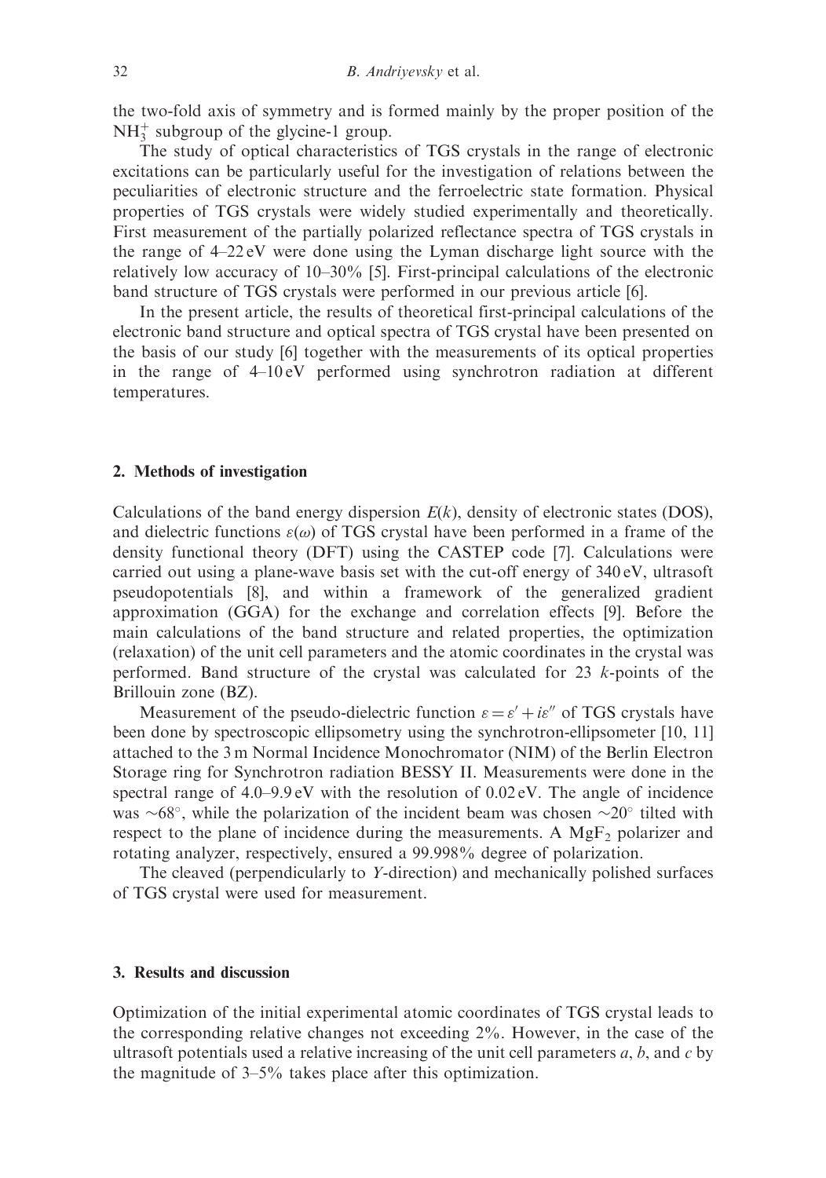the two-fold axis of symmetry and is formed mainly by the proper position of the $NH_3^+$ subgroup of the glycine-1 group.

The study of optical characteristics of TGS crystals in the range of electronic excitations can be particularly useful for the investigation of relations between the peculiarities of electronic structure and the ferroelectric state formation. Physical properties of TGS crystals were widely studied experimentally and theoretically. First measurement of the partially polarized reflectance spectra of TGS crystals in the range of 4–22 eV were done using the Lyman discharge light source with the relatively low accuracy of 10–30% [5]. First-principal calculations of the electronic band structure of TGS crystals were performed in our previous article [6].

In the present article, the results of theoretical first-principal calculations of the electronic band structure and optical spectra of TGS crystal have been presented on the basis of our study [6] together with the measurements of its optical properties in the range of 4–10 eV performed using synchrotron radiation at different temperatures.

## 2. Methods of investigation

Calculations of the band energy dispersion $E(k)$, density of electronic states (DOS), and dielectric functions $\varepsilon(\omega)$ of TGS crystal have been performed in a frame of the density functional theory (DFT) using the CASTEP code [7]. Calculations were carried out using a plane-wave basis set with the cut-off energy of 340 eV, ultrasoft pseudopotentials [8], and within a framework of the generalized gradient approximation (GGA) for the exchange and correlation effects [9]. Before the main calculations of the band structure and related properties, the optimization (relaxation) of the unit cell parameters and the atomic coordinates in the crystal was performed. Band structure of the crystal was calculated for 23 $k$-points of the Brillouin zone (BZ).

Measurement of the pseudo-dielectric function $\varepsilon = \varepsilon' + i\varepsilon''$ of TGS crystals have been done by spectroscopic ellipsometry using the synchrotron-ellipsometer [10, 11] attached to the 3 m Normal Incidence Monochromator (NIM) of the Berlin Electron Storage ring for Synchrotron radiation BESSY II. Measurements were done in the spectral range of 4.0–9.9 eV with the resolution of 0.02 eV. The angle of incidence was $\sim 68^\circ$, while the polarization of the incident beam was chosen $\sim 20^\circ$ tilted with respect to the plane of incidence during the measurements. A $MgF_2$ polarizer and rotating analyzer, respectively, ensured a 99.998% degree of polarization.

The cleaved (perpendicularly to $Y$-direction) and mechanically polished surfaces of TGS crystal were used for measurement.

## 3. Results and discussion

Optimization of the initial experimental atomic coordinates of TGS crystal leads to the corresponding relative changes not exceeding 2%. However, in the case of the ultrasoft potentials used a relative increasing of the unit cell parameters $a$, $b$, and $c$ by the magnitude of 3–5% takes place after this optimization.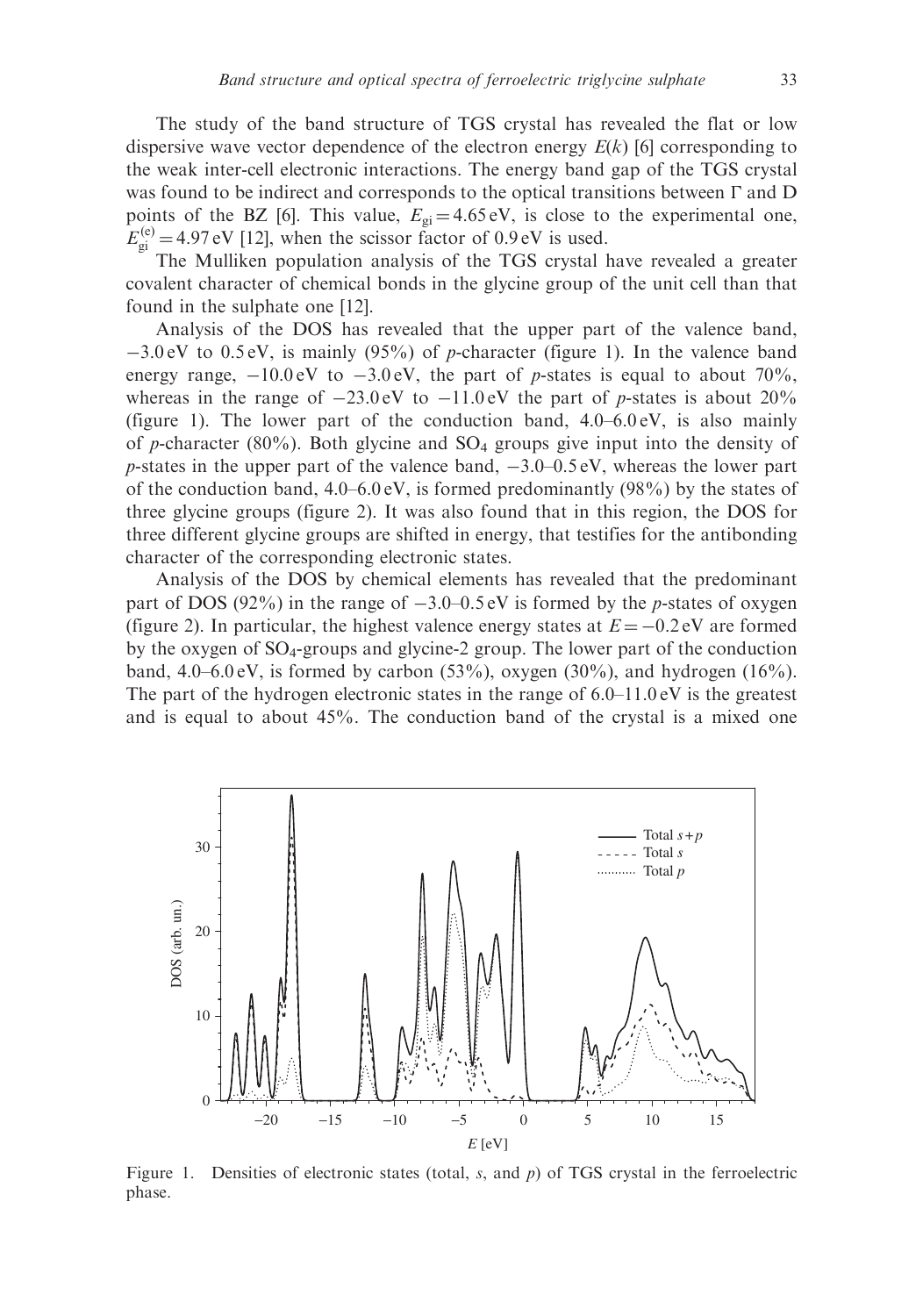The study of the band structure of TGS crystal has revealed the flat or low dispersive wave vector dependence of the electron energy $E(k)$ [6] corresponding to the weak inter-cell electronic interactions. The energy band gap of the TGS crystal was found to be indirect and corresponds to the optical transitions between Γ and D points of the BZ [6]. This value, $E_{gi} = 4.65\,\text{eV}$, is close to the experimental one, $E_{gi}^{(e)} = 4.97\,\text{eV}$ [12], when the scissor factor of 0.9 eV is used.

The Mulliken population analysis of the TGS crystal have revealed a greater covalent character of chemical bonds in the glycine group of the unit cell than that found in the sulphate one [12].

Analysis of the DOS has revealed that the upper part of the valence band, −3.0 eV to 0.5 eV, is mainly (95%) of *p*-character (figure 1). In the valence band energy range, −10.0 eV to −3.0 eV, the part of *p*-states is equal to about 70%, whereas in the range of −23.0 eV to −11.0 eV the part of *p*-states is about 20% (figure 1). The lower part of the conduction band, 4.0–6.0 eV, is also mainly of *p*-character (80%). Both glycine and $SO_4$ groups give input into the density of *p*-states in the upper part of the valence band, −3.0–0.5 eV, whereas the lower part of the conduction band, 4.0–6.0 eV, is formed predominantly (98%) by the states of three glycine groups (figure 2). It was also found that in this region, the DOS for three different glycine groups are shifted in energy, that testifies for the antibonding character of the corresponding electronic states.

Analysis of the DOS by chemical elements has revealed that the predominant part of DOS (92%) in the range of −3.0–0.5 eV is formed by the *p*-states of oxygen (figure 2). In particular, the highest valence energy states at $E = -0.2\,\text{eV}$ are formed by the oxygen of $SO_4$-groups and glycine-2 group. The lower part of the conduction band, 4.0–6.0 eV, is formed by carbon (53%), oxygen (30%), and hydrogen (16%). The part of the hydrogen electronic states in the range of 6.0–11.0 eV is the greatest and is equal to about 45%. The conduction band of the crystal is a mixed one

Figure 1. Densities of electronic states (total, *s*, and *p*) of TGS crystal in the ferroelectric phase.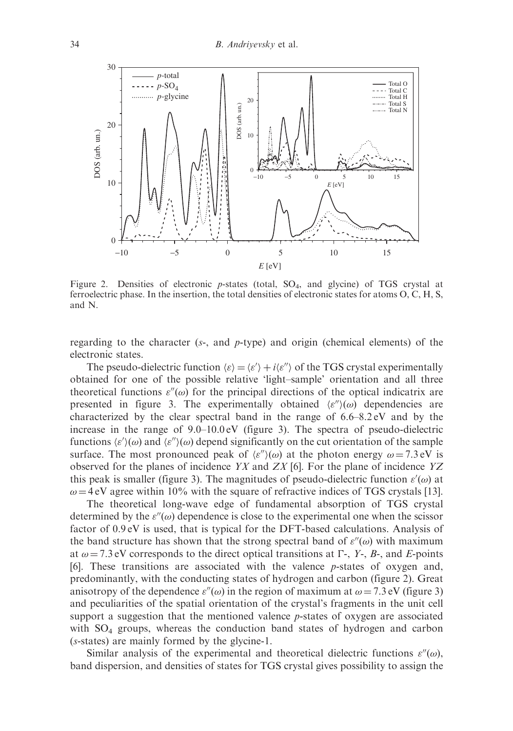Figure 2. Densities of electronic $p$-states (total, $SO_4$, and glycine) of TGS crystal at ferroelectric phase. In the insertion, the total densities of electronic states for atoms O, C, H, S, and N.

regarding to the character ($s$-, and $p$-type) and origin (chemical elements) of the electronic states.

The pseudo-dielectric function $\langle\varepsilon\rangle = \langle\varepsilon'\rangle + i\langle\varepsilon''\rangle$ of the TGS crystal experimentally obtained for one of the possible relative 'light–sample' orientation and all three theoretical functions $\varepsilon''(\omega)$ for the principal directions of the optical indicatrix are presented in figure 3. The experimentally obtained $\langle\varepsilon''\rangle(\omega)$ dependencies are characterized by the clear spectral band in the range of 6.6–8.2 eV and by the increase in the range of 9.0–10.0 eV (figure 3). The spectra of pseudo-dielectric functions $\langle\varepsilon'\rangle(\omega)$ and $\langle\varepsilon''\rangle(\omega)$ depend significantly on the cut orientation of the sample surface. The most pronounced peak of $\langle\varepsilon''\rangle(\omega)$ at the photon energy $\omega = 7.3$ eV is observed for the planes of incidence $YX$ and $ZX$ [6]. For the plane of incidence $YZ$ this peak is smaller (figure 3). The magnitudes of pseudo-dielectric function $\varepsilon'(\omega)$ at $\omega = 4$ eV agree within 10% with the square of refractive indices of TGS crystals [13].

The theoretical long-wave edge of fundamental absorption of TGS crystal determined by the $\varepsilon''(\omega)$ dependence is close to the experimental one when the scissor factor of 0.9 eV is used, that is typical for the DFT-based calculations. Analysis of the band structure has shown that the strong spectral band of $\varepsilon''(\omega)$ with maximum at $\omega = 7.3$ eV corresponds to the direct optical transitions at $\Gamma$-, $Y$-, $B$-, and $E$-points [6]. These transitions are associated with the valence $p$-states of oxygen and, predominantly, with the conducting states of hydrogen and carbon (figure 2). Great anisotropy of the dependence $\varepsilon''(\omega)$ in the region of maximum at $\omega = 7.3$ eV (figure 3) and peculiarities of the spatial orientation of the crystal's fragments in the unit cell support a suggestion that the mentioned valence $p$-states of oxygen are associated with $SO_4$ groups, whereas the conduction band states of hydrogen and carbon ($s$-states) are mainly formed by the glycine-1.

Similar analysis of the experimental and theoretical dielectric functions $\varepsilon''(\omega)$, band dispersion, and densities of states for TGS crystal gives possibility to assign the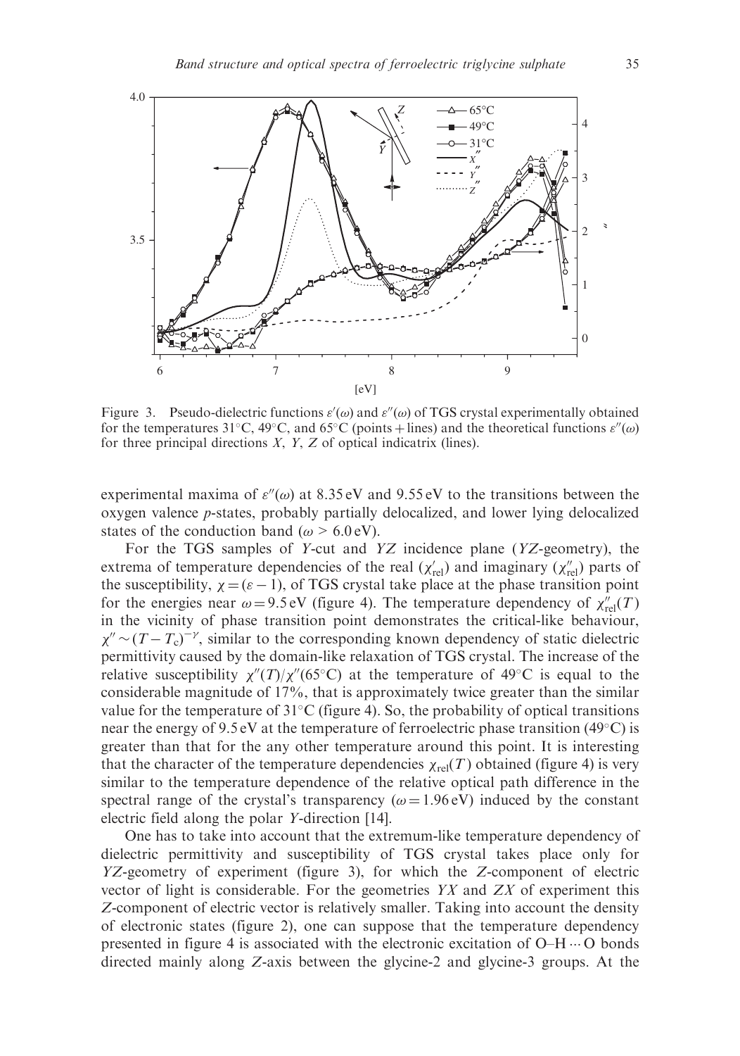Figure 3. Pseudo-dielectric functions $\varepsilon'(\omega)$ and $\varepsilon''(\omega)$ of TGS crystal experimentally obtained for the temperatures 31°C, 49°C, and 65°C (points + lines) and the theoretical functions $\varepsilon''(\omega)$ for three principal directions $X$, $Y$, $Z$ of optical indicatrix (lines).

experimental maxima of $\varepsilon''(\omega)$ at 8.35 eV and 9.55 eV to the transitions between the oxygen valence $p$-states, probably partially delocalized, and lower lying delocalized states of the conduction band ($\omega > 6.0$ eV).

For the TGS samples of $Y$-cut and $YZ$ incidence plane ($YZ$-geometry), the extrema of temperature dependencies of the real ($\chi'_{\text{rel}}$) and imaginary ($\chi''_{\text{rel}}$) parts of the susceptibility, $\chi = (\varepsilon - 1)$, of TGS crystal take place at the phase transition point for the energies near $\omega = 9.5$ eV (figure 4). The temperature dependency of $\chi''_{\text{rel}}(T)$ in the vicinity of phase transition point demonstrates the critical-like behaviour, $\chi'' \sim (T - T_c)^{-\gamma}$, similar to the corresponding known dependency of static dielectric permittivity caused by the domain-like relaxation of TGS crystal. The increase of the relative susceptibility $\chi''(T)/\chi''(65°\text{C})$ at the temperature of 49°C is equal to the considerable magnitude of 17%, that is approximately twice greater than the similar value for the temperature of 31°C (figure 4). So, the probability of optical transitions near the energy of 9.5 eV at the temperature of ferroelectric phase transition (49°C) is greater than that for the any other temperature around this point. It is interesting that the character of the temperature dependencies $\chi_{\text{rel}}(T)$ obtained (figure 4) is very similar to the temperature dependence of the relative optical path difference in the spectral range of the crystal's transparency ($\omega = 1.96$ eV) induced by the constant electric field along the polar $Y$-direction [14].

One has to take into account that the extremum-like temperature dependency of dielectric permittivity and susceptibility of TGS crystal takes place only for $YZ$-geometry of experiment (figure 3), for which the $Z$-component of electric vector of light is considerable. For the geometries $YX$ and $ZX$ of experiment this $Z$-component of electric vector is relatively smaller. Taking into account the density of electronic states (figure 2), one can suppose that the temperature dependency presented in figure 4 is associated with the electronic excitation of O–H ··· O bonds directed mainly along $Z$-axis between the glycine-2 and glycine-3 groups. At the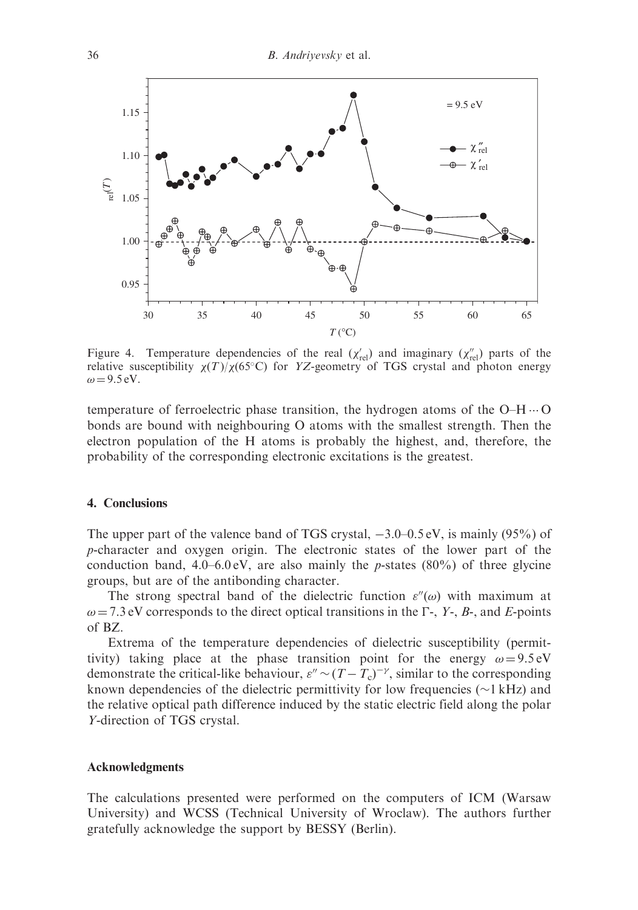Figure 4. Temperature dependencies of the real ($\chi'_{rel}$) and imaginary ($\chi''_{rel}$) parts of the relative susceptibility $\chi(T)/\chi(65^{\circ}C)$ for *YZ*-geometry of TGS crystal and photon energy $\omega = 9.5$ eV.

temperature of ferroelectric phase transition, the hydrogen atoms of the O–H$\cdots$O bonds are bound with neighbouring O atoms with the smallest strength. Then the electron population of the H atoms is probably the highest, and, therefore, the probability of the corresponding electronic excitations is the greatest.

## 4. Conclusions

The upper part of the valence band of TGS crystal, $-3.0$–$0.5$ eV, is mainly (95%) of *p*-character and oxygen origin. The electronic states of the lower part of the conduction band, 4.0–6.0 eV, are also mainly the *p*-states (80%) of three glycine groups, but are of the antibonding character.

The strong spectral band of the dielectric function $\varepsilon''(\omega)$ with maximum at $\omega = 7.3$ eV corresponds to the direct optical transitions in the $\Gamma$-, *Y*-, *B*-, and *E*-points of BZ.

Extrema of the temperature dependencies of dielectric susceptibility (permittivity) taking place at the phase transition point for the energy $\omega = 9.5$ eV demonstrate the critical-like behaviour, $\varepsilon'' \sim (T - T_c)^{-\gamma}$, similar to the corresponding known dependencies of the dielectric permittivity for low frequencies ($\sim$1 kHz) and the relative optical path difference induced by the static electric field along the polar *Y*-direction of TGS crystal.

## Acknowledgments

The calculations presented were performed on the computers of ICM (Warsaw University) and WCSS (Technical University of Wroclaw). The authors further gratefully acknowledge the support by BESSY (Berlin).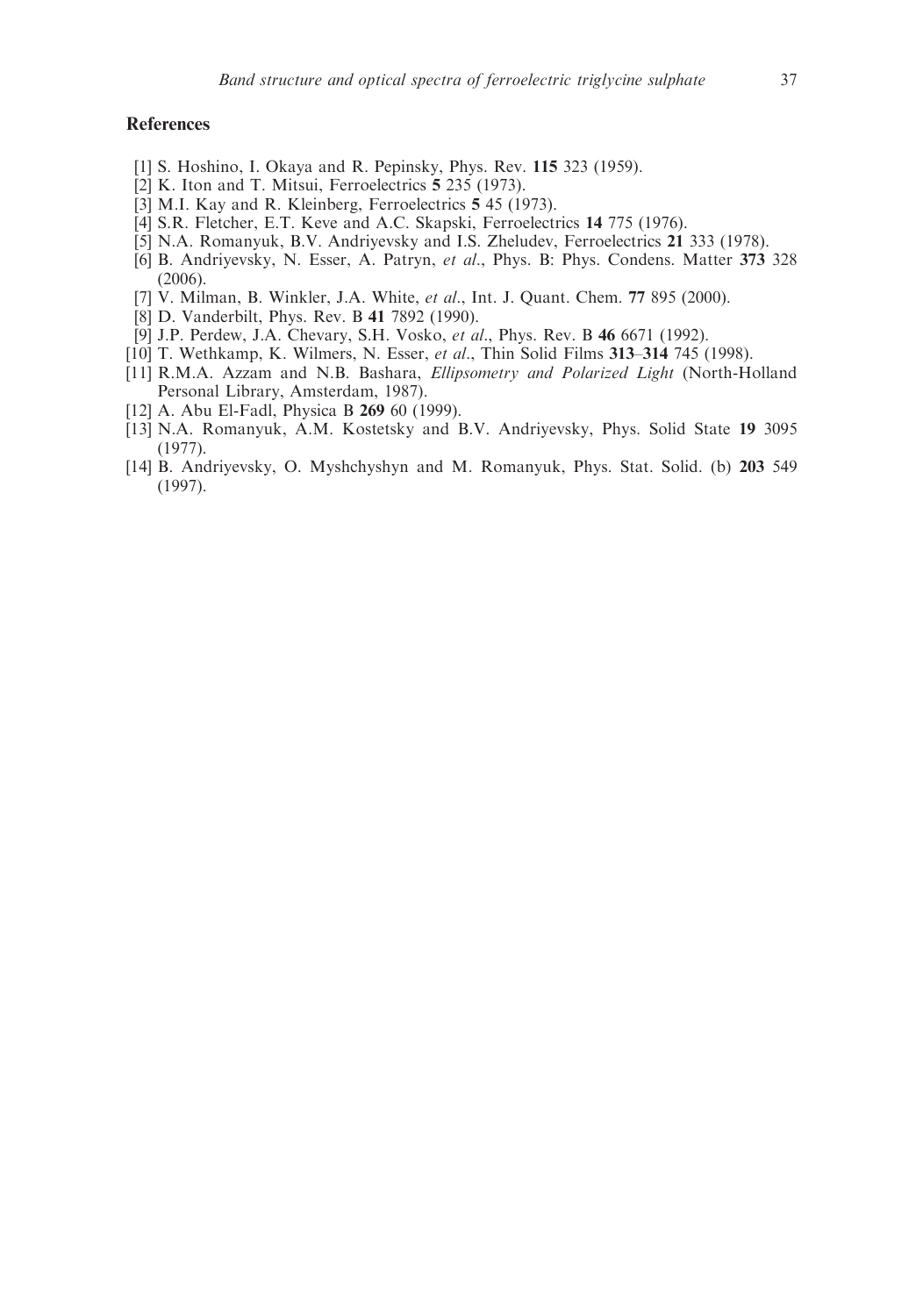## References

[1] S. Hoshino, I. Okaya and R. Pepinsky, Phys. Rev. **115** 323 (1959).
[2] K. Iton and T. Mitsui, Ferroelectrics **5** 235 (1973).
[3] M.I. Kay and R. Kleinberg, Ferroelectrics **5** 45 (1973).
[4] S.R. Fletcher, E.T. Keve and A.C. Skapski, Ferroelectrics **14** 775 (1976).
[5] N.A. Romanyuk, B.V. Andriyevsky and I.S. Zheludev, Ferroelectrics **21** 333 (1978).
[6] B. Andriyevsky, N. Esser, A. Patryn, *et al*., Phys. B: Phys. Condens. Matter **373** 328 (2006).
[7] V. Milman, B. Winkler, J.A. White, *et al*., Int. J. Quant. Chem. **77** 895 (2000).
[8] D. Vanderbilt, Phys. Rev. B **41** 7892 (1990).
[9] J.P. Perdew, J.A. Chevary, S.H. Vosko, *et al*., Phys. Rev. B **46** 6671 (1992).
[10] T. Wethkamp, K. Wilmers, N. Esser, *et al*., Thin Solid Films **313–314** 745 (1998).
[11] R.M.A. Azzam and N.B. Bashara, *Ellipsometry and Polarized Light* (North-Holland Personal Library, Amsterdam, 1987).
[12] A. Abu El-Fadl, Physica B **269** 60 (1999).
[13] N.A. Romanyuk, A.M. Kostetsky and B.V. Andriyevsky, Phys. Solid State **19** 3095 (1977).
[14] B. Andriyevsky, O. Myshchyshyn and M. Romanyuk, Phys. Stat. Solid. (b) **203** 549 (1997).